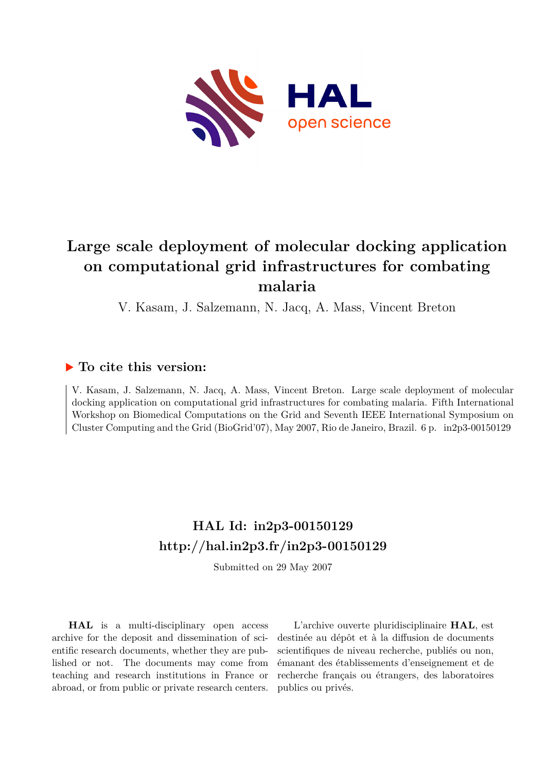# Large scale deployment of molecular docking application on computational grid infrastructures for combating malaria

V. Kasam, J. Salzemann, N. Jacq, A. Mass, Vincent Breton

## To cite this version:

V. Kasam, J. Salzemann, N. Jacq, A. Mass, Vincent Breton. Large scale deployment of molecular docking application on computational grid infrastructures for combating malaria. Fifth International Workshop on Biomedical Computations on the Grid and Seventh IEEE International Symposium on Cluster Computing and the Grid (BioGrid'07), May 2007, Rio de Janeiro, Brazil. 6 p. in2p3-00150129

## HAL Id: in2p3-00150129
## http://hal.in2p3.fr/in2p3-00150129

Submitted on 29 May 2007

**HAL** is a multi-disciplinary open access archive for the deposit and dissemination of scientific research documents, whether they are published or not. The documents may come from teaching and research institutions in France or abroad, or from public or private research centers.

L'archive ouverte pluridisciplinaire **HAL**, est destinée au dépôt et à la diffusion de documents scientifiques de niveau recherche, publiés ou non, émanant des établissements d'enseignement et de recherche français ou étrangers, des laboratoires publics ou privés.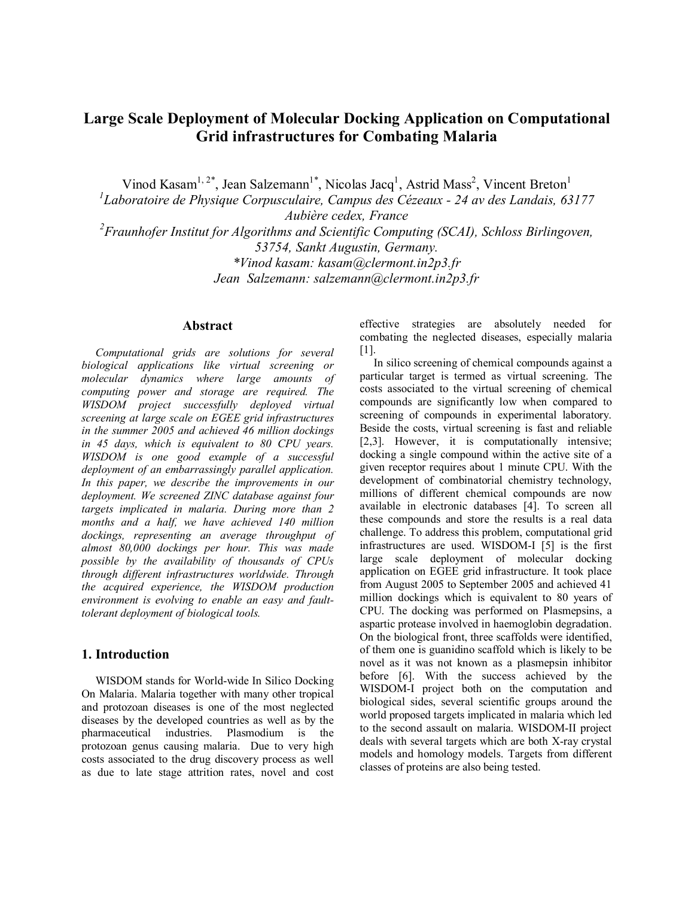# Large Scale Deployment of Molecular Docking Application on Computational Grid infrastructures for Combating Malaria

Vinod Kasam[1, 2*], Jean Salzemann[1*], Nicolas Jacq[1], Astrid Mass[2], Vincent Breton[1]

[1]*Laboratoire de Physique Corpusculaire, Campus des Cézeaux - 24 av des Landais, 63177 Aubière cedex, France*

[2]*Fraunhofer Institut for Algorithms and Scientific Computing (SCAI), Schloss Birlingoven, 53754, Sankt Augustin, Germany.*

*\*Vinod kasam: kasam@clermont.in2p3.fr*

*Jean Salzemann: salzemann@clermont.in2p3.fr*

## Abstract

*Computational grids are solutions for several biological applications like virtual screening or molecular dynamics where large amounts of computing power and storage are required. The WISDOM project successfully deployed virtual screening at large scale on EGEE grid infrastructures in the summer 2005 and achieved 46 million dockings in 45 days, which is equivalent to 80 CPU years. WISDOM is one good example of a successful deployment of an embarrassingly parallel application. In this paper, we describe the improvements in our deployment. We screened ZINC database against four targets implicated in malaria. During more than 2 months and a half, we have achieved 140 million dockings, representing an average throughput of almost 80,000 dockings per hour. This was made possible by the availability of thousands of CPUs through different infrastructures worldwide. Through the acquired experience, the WISDOM production environment is evolving to enable an easy and fault-tolerant deployment of biological tools.*

## 1. Introduction

WISDOM stands for World-wide In Silico Docking On Malaria. Malaria together with many other tropical and protozoan diseases is one of the most neglected diseases by the developed countries as well as by the pharmaceutical industries. Plasmodium is the protozoan genus causing malaria. Due to very high costs associated to the drug discovery process as well as due to late stage attrition rates, novel and cost effective strategies are absolutely needed for combating the neglected diseases, especially malaria [1].

In silico screening of chemical compounds against a particular target is termed as virtual screening. The costs associated to the virtual screening of chemical compounds are significantly low when compared to screening of compounds in experimental laboratory. Beside the costs, virtual screening is fast and reliable [2,3]. However, it is computationally intensive; docking a single compound within the active site of a given receptor requires about 1 minute CPU. With the development of combinatorial chemistry technology, millions of different chemical compounds are now available in electronic databases [4]. To screen all these compounds and store the results is a real data challenge. To address this problem, computational grid infrastructures are used. WISDOM-I [5] is the first large scale deployment of molecular docking application on EGEE grid infrastructure. It took place from August 2005 to September 2005 and achieved 41 million dockings which is equivalent to 80 years of CPU. The docking was performed on Plasmepsins, a aspartic protease involved in haemoglobin degradation. On the biological front, three scaffolds were identified, of them one is guanidino scaffold which is likely to be novel as it was not known as a plasmepsin inhibitor before [6]. With the success achieved by the WISDOM-I project both on the computation and biological sides, several scientific groups around the world proposed targets implicated in malaria which led to the second assault on malaria. WISDOM-II project deals with several targets which are both X-ray crystal models and homology models. Targets from different classes of proteins are also being tested.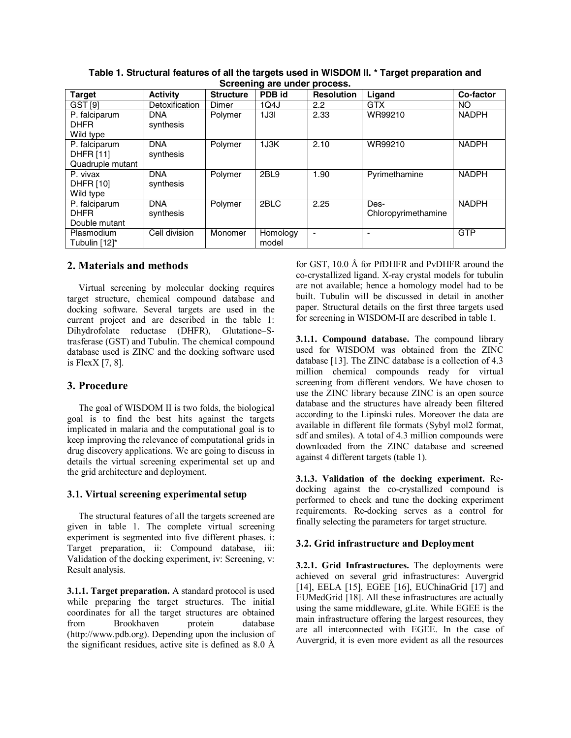**Table 1. Structural features of all the targets used in WISDOM II. * Target preparation and Screening are under process.**

| Target | Activity | Structure | PDB id | Resolution | Ligand | Co-factor |
|---|---|---|---|---|---|---|
| GST [9] | Detoxification | Dimer | 1Q4J | 2.2 | GTX | NO |
| P. falciparum DHFR Wild type | DNA synthesis | Polymer | 1J3I | 2.33 | WR99210 | NADPH |
| P. falciparum DHFR [11] Quadruple mutant | DNA synthesis | Polymer | 1J3K | 2.10 | WR99210 | NADPH |
| P. vivax DHFR [10] Wild type | DNA synthesis | Polymer | 2BL9 | 1.90 | Pyrimethamine | NADPH |
| P. falciparum DHFR Double mutant | DNA synthesis | Polymer | 2BLC | 2.25 | Des-Chloropyrimethamine | NADPH |
| Plasmodium Tubulin [12]* | Cell division | Monomer | Homology model | - | - | GTP |

## 2. Materials and methods

Virtual screening by molecular docking requires target structure, chemical compound database and docking software. Several targets are used in the current project and are described in the table 1: Dihydrofolate reductase (DHFR), Glutatione–S-trasferase (GST) and Tubulin. The chemical compound database used is ZINC and the docking software used is FlexX [7, 8].

## 3. Procedure

The goal of WISDOM II is two folds, the biological goal is to find the best hits against the targets implicated in malaria and the computational goal is to keep improving the relevance of computational grids in drug discovery applications. We are going to discuss in details the virtual screening experimental set up and the grid architecture and deployment.

### 3.1. Virtual screening experimental setup

The structural features of all the targets screened are given in table 1. The complete virtual screening experiment is segmented into five different phases. i: Target preparation, ii: Compound database, iii: Validation of the docking experiment, iv: Screening, v: Result analysis.

**3.1.1. Target preparation.** A standard protocol is used while preparing the target structures. The initial coordinates for all the target structures are obtained from Brookhaven protein database (http://www.pdb.org). Depending upon the inclusion of the significant residues, active site is defined as 8.0 Å for GST, 10.0 Å for PfDHFR and PvDHFR around the co-crystallized ligand. X-ray crystal models for tubulin are not available; hence a homology model had to be built. Tubulin will be discussed in detail in another paper. Structural details on the first three targets used for screening in WISDOM-II are described in table 1.

**3.1.1. Compound database.** The compound library used for WISDOM was obtained from the ZINC database [13]. The ZINC database is a collection of 4.3 million chemical compounds ready for virtual screening from different vendors. We have chosen to use the ZINC library because ZINC is an open source database and the structures have already been filtered according to the Lipinski rules. Moreover the data are available in different file formats (Sybyl mol2 format, sdf and smiles). A total of 4.3 million compounds were downloaded from the ZINC database and screened against 4 different targets (table 1).

**3.1.3. Validation of the docking experiment.** Re-docking against the co-crystallized compound is performed to check and tune the docking experiment requirements. Re-docking serves as a control for finally selecting the parameters for target structure.

### 3.2. Grid infrastructure and Deployment

**3.2.1. Grid Infrastructures.** The deployments were achieved on several grid infrastructures: Auvergrid [14], EELA [15], EGEE [16], EUChinaGrid [17] and EUMedGrid [18]. All these infrastructures are actually using the same middleware, gLite. While EGEE is the main infrastructure offering the largest resources, they are all interconnected with EGEE. In the case of Auvergrid, it is even more evident as all the resources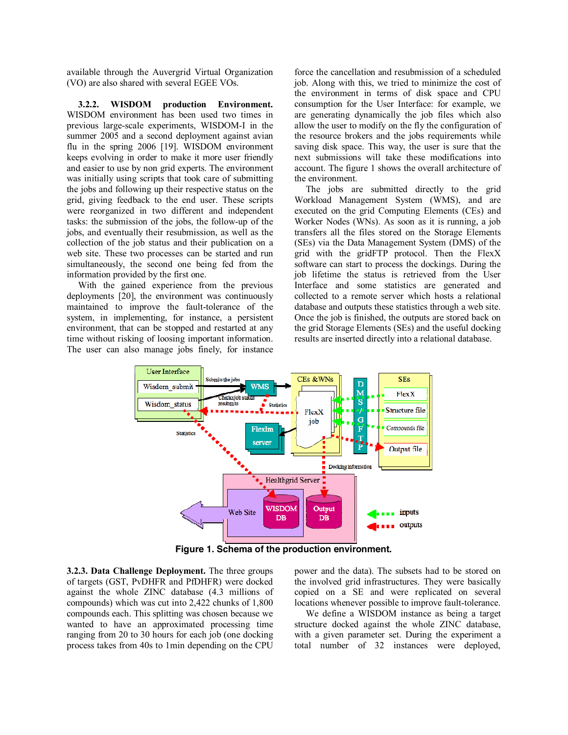available through the Auvergrid Virtual Organization (VO) are also shared with several EGEE VOs.

**3.2.2. WISDOM production Environment.** WISDOM environment has been used two times in previous large-scale experiments, WISDOM-I in the summer 2005 and a second deployment against avian flu in the spring 2006 [19]. WISDOM environment keeps evolving in order to make it more user friendly and easier to use by non grid experts. The environment was initially using scripts that took care of submitting the jobs and following up their respective status on the grid, giving feedback to the end user. These scripts were reorganized in two different and independent tasks: the submission of the jobs, the follow-up of the jobs, and eventually their resubmission, as well as the collection of the job status and their publication on a web site. These two processes can be started and run simultaneously, the second one being fed from the information provided by the first one.

With the gained experience from the previous deployments [20], the environment was continuously maintained to improve the fault-tolerance of the system, in implementing, for instance, a persistent environment, that can be stopped and restarted at any time without risking of loosing important information. The user can also manage jobs finely, for instance force the cancellation and resubmission of a scheduled job. Along with this, we tried to minimize the cost of the environment in terms of disk space and CPU consumption for the User Interface: for example, we are generating dynamically the job files which also allow the user to modify on the fly the configuration of the resource brokers and the jobs requirements while saving disk space. This way, the user is sure that the next submissions will take these modifications into account. The figure 1 shows the overall architecture of the environment.

The jobs are submitted directly to the grid Workload Management System (WMS), and are executed on the grid Computing Elements (CEs) and Worker Nodes (WNs). As soon as it is running, a job transfers all the files stored on the Storage Elements (SEs) via the Data Management System (DMS) of the grid with the gridFTP protocol. Then the FlexX software can start to process the dockings. During the job lifetime the status is retrieved from the User Interface and some statistics are generated and collected to a remote server which hosts a relational database and outputs these statistics through a web site. Once the job is finished, the outputs are stored back on the grid Storage Elements (SEs) and the useful docking results are inserted directly into a relational database.

User Interface
Wisdom_submit
Wisdom_status
Submits the jobs
WMS
Checks job status resubmits
Statistics
CEs &WNs
FlexX job
Flexlm server
DMS/GFTP
SEs
FlexX
Structure file
Compounds file
Output file
Statistics
Docking information
Healthgrid Server
Web Site
WISDOM DB
Output DB
inputs
outputs

**Figure 1. Schema of the production environment.**

**3.2.3. Data Challenge Deployment.** The three groups of targets (GST, PvDHFR and PfDHFR) were docked against the whole ZINC database (4.3 millions of compounds) which was cut into 2,422 chunks of 1,800 compounds each. This splitting was chosen because we wanted to have an approximated processing time ranging from 20 to 30 hours for each job (one docking process takes from 40s to 1min depending on the CPU power and the data). The subsets had to be stored on the involved grid infrastructures. They were basically copied on a SE and were replicated on several locations whenever possible to improve fault-tolerance.

We define a WISDOM instance as being a target structure docked against the whole ZINC database, with a given parameter set. During the experiment a total number of 32 instances were deployed,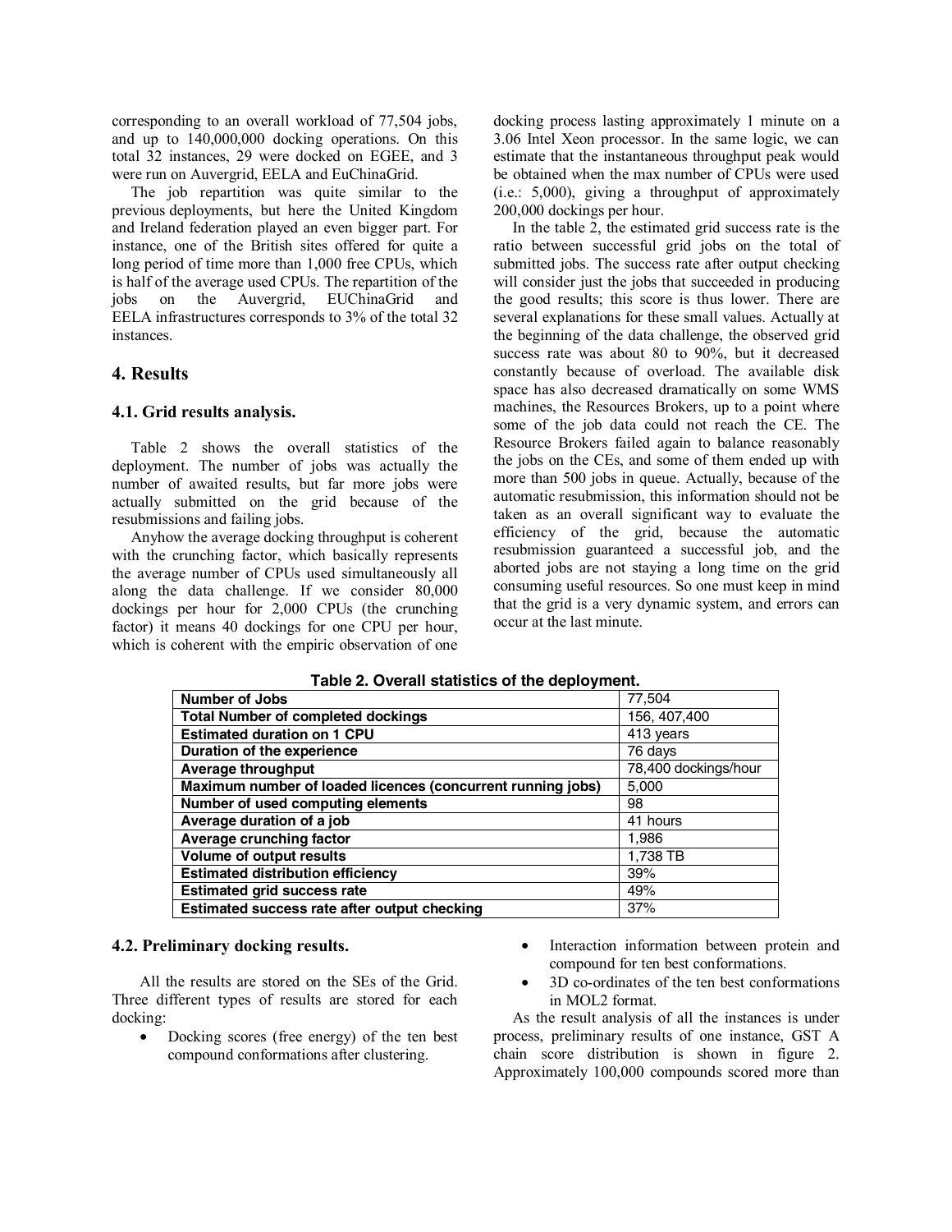corresponding to an overall workload of 77,504 jobs, and up to 140,000,000 docking operations. On this total 32 instances, 29 were docked on EGEE, and 3 were run on Auvergrid, EELA and EuChinaGrid.

The job repartition was quite similar to the previous deployments, but here the United Kingdom and Ireland federation played an even bigger part. For instance, one of the British sites offered for quite a long period of time more than 1,000 free CPUs, which is half of the average used CPUs. The repartition of the jobs on the Auvergrid, EUChinaGrid and EELA infrastructures corresponds to 3% of the total 32 instances.

## 4. Results

### 4.1. Grid results analysis.

Table 2 shows the overall statistics of the deployment. The number of jobs was actually the number of awaited results, but far more jobs were actually submitted on the grid because of the resubmissions and failing jobs.

Anyhow the average docking throughput is coherent with the crunching factor, which basically represents the average number of CPUs used simultaneously all along the data challenge. If we consider 80,000 dockings per hour for 2,000 CPUs (the crunching factor) it means 40 dockings for one CPU per hour, which is coherent with the empiric observation of one docking process lasting approximately 1 minute on a 3.06 Intel Xeon processor. In the same logic, we can estimate that the instantaneous throughput peak would be obtained when the max number of CPUs were used (i.e.: 5,000), giving a throughput of approximately 200,000 dockings per hour.

In the table 2, the estimated grid success rate is the ratio between successful grid jobs on the total of submitted jobs. The success rate after output checking will consider just the jobs that succeeded in producing the good results; this score is thus lower. There are several explanations for these small values. Actually at the beginning of the data challenge, the observed grid success rate was about 80 to 90%, but it decreased constantly because of overload. The available disk space has also decreased dramatically on some WMS machines, the Resources Brokers, up to a point where some of the job data could not reach the CE. The Resource Brokers failed again to balance reasonably the jobs on the CEs, and some of them ended up with more than 500 jobs in queue. Actually, because of the automatic resubmission, this information should not be taken as an overall significant way to evaluate the efficiency of the grid, because the automatic resubmission guaranteed a successful job, and the aborted jobs are not staying a long time on the grid consuming useful resources. So one must keep in mind that the grid is a very dynamic system, and errors can occur at the last minute.

**Table 2. Overall statistics of the deployment.**

| | |
|---|---|
| **Number of Jobs** | 77,504 |
| **Total Number of completed dockings** | 156, 407,400 |
| **Estimated duration on 1 CPU** | 413 years |
| **Duration of the experience** | 76 days |
| **Average throughput** | 78,400 dockings/hour |
| **Maximum number of loaded licences (concurrent running jobs)** | 5,000 |
| **Number of used computing elements** | 98 |
| **Average duration of a job** | 41 hours |
| **Average crunching factor** | 1,986 |
| **Volume of output results** | 1,738 TB |
| **Estimated distribution efficiency** | 39% |
| **Estimated grid success rate** | 49% |
| **Estimated success rate after output checking** | 37% |

### 4.2. Preliminary docking results.

All the results are stored on the SEs of the Grid. Three different types of results are stored for each docking:

- Docking scores (free energy) of the ten best compound conformations after clustering.
- Interaction information between protein and compound for ten best conformations.
- 3D co-ordinates of the ten best conformations in MOL2 format.

As the result analysis of all the instances is under process, preliminary results of one instance, GST A chain score distribution is shown in figure 2. Approximately 100,000 compounds scored more than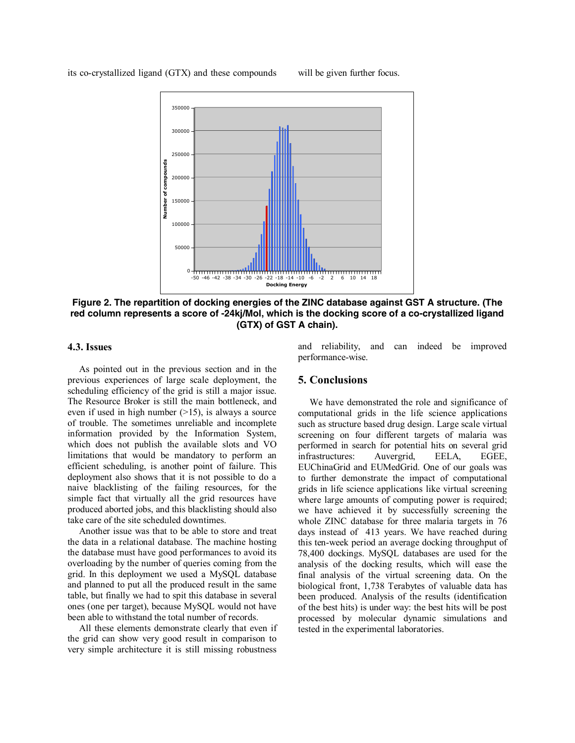its co-crystallized ligand (GTX) and these compounds will be given further focus.

350000
300000
250000
200000
150000
100000
50000
0
Number of compounds
-50 -46 -42 -38 -34 -30 -26 -22 -18 -14 -10 -6 -2 2 6 10 14 18
Docking Energy

**Figure 2. The repartition of docking energies of the ZINC database against GST A structure. (The red column represents a score of -24kj/Mol, which is the docking score of a co-crystallized ligand (GTX) of GST A chain).**

### 4.3. Issues

As pointed out in the previous section and in the previous experiences of large scale deployment, the scheduling efficiency of the grid is still a major issue. The Resource Broker is still the main bottleneck, and even if used in high number (>15), is always a source of trouble. The sometimes unreliable and incomplete information provided by the Information System, which does not publish the available slots and VO limitations that would be mandatory to perform an efficient scheduling, is another point of failure. This deployment also shows that it is not possible to do a naive blacklisting of the failing resources, for the simple fact that virtually all the grid resources have produced aborted jobs, and this blacklisting should also take care of the site scheduled downtimes.

Another issue was that to be able to store and treat the data in a relational database. The machine hosting the database must have good performances to avoid its overloading by the number of queries coming from the grid. In this deployment we used a MySQL database and planned to put all the produced result in the same table, but finally we had to spit this database in several ones (one per target), because MySQL would not have been able to withstand the total number of records.

All these elements demonstrate clearly that even if the grid can show very good result in comparison to very simple architecture it is still missing robustness and reliability, and can indeed be improved performance-wise.

## 5. Conclusions

We have demonstrated the role and significance of computational grids in the life science applications such as structure based drug design. Large scale virtual screening on four different targets of malaria was performed in search for potential hits on several grid infrastructures: Auvergrid, EELA, EGEE, EUChinaGrid and EUMedGrid. One of our goals was to further demonstrate the impact of computational grids in life science applications like virtual screening where large amounts of computing power is required; we have achieved it by successfully screening the whole ZINC database for three malaria targets in 76 days instead of 413 years. We have reached during this ten-week period an average docking throughput of 78,400 dockings. MySQL databases are used for the analysis of the docking results, which will ease the final analysis of the virtual screening data. On the biological front, 1,738 Terabytes of valuable data has been produced. Analysis of the results (identification of the best hits) is under way: the best hits will be post processed by molecular dynamic simulations and tested in the experimental laboratories.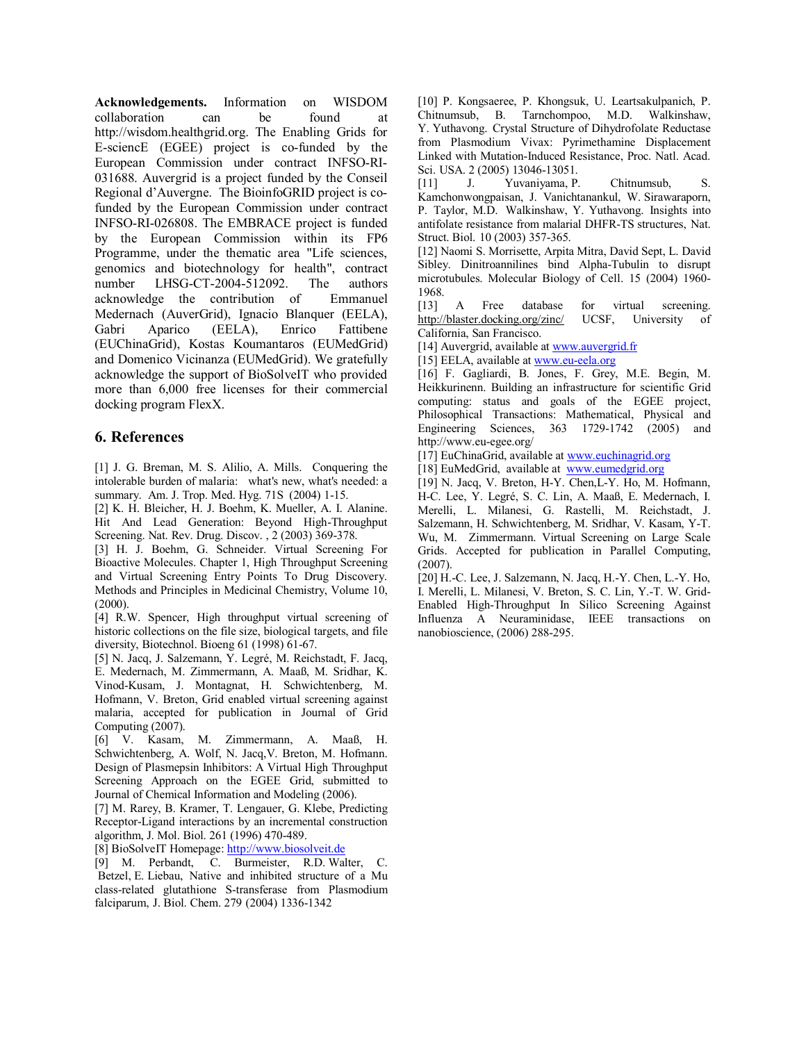**Acknowledgements.** Information on WISDOM collaboration can be found at http://wisdom.healthgrid.org. The Enabling Grids for E-sciencE (EGEE) project is co-funded by the European Commission under contract INFSO-RI-031688. Auvergrid is a project funded by the Conseil Regional d'Auvergne. The BioinfoGRID project is co-funded by the European Commission under contract INFSO-RI-026808. The EMBRACE project is funded by the European Commission within its FP6 Programme, under the thematic area "Life sciences, genomics and biotechnology for health", contract number LHSG-CT-2004-512092. The authors acknowledge the contribution of Emmanuel Medernach (AuverGrid), Ignacio Blanquer (EELA), Gabri Aparico (EELA), Enrico Fattibene (EUChinaGrid), Kostas Koumantaros (EUMedGrid) and Domenico Vicinanza (EUMedGrid). We gratefully acknowledge the support of BioSolveIT who provided more than 6,000 free licenses for their commercial docking program FlexX.

## 6. References

[1] J. G. Breman, M. S. Alilio, A. Mills. Conquering the intolerable burden of malaria: what's new, what's needed: a summary. Am. J. Trop. Med. Hyg. 71S (2004) 1-15.

[2] K. H. Bleicher, H. J. Boehm, K. Mueller, A. I. Alanine. Hit And Lead Generation: Beyond High-Throughput Screening. Nat. Rev. Drug. Discov. , 2 (2003) 369-378.

[3] H. J. Boehm, G. Schneider. Virtual Screening For Bioactive Molecules. Chapter 1, High Throughput Screening and Virtual Screening Entry Points To Drug Discovery. Methods and Principles in Medicinal Chemistry, Volume 10, (2000).

[4] R.W. Spencer, High throughput virtual screening of historic collections on the file size, biological targets, and file diversity, Biotechnol. Bioeng 61 (1998) 61-67.

[5] N. Jacq, J. Salzemann, Y. Legré, M. Reichstadt, F. Jacq, E. Medernach, M. Zimmermann, A. Maaß, M. Sridhar, K. Vinod-Kusam, J. Montagnat, H. Schwichtenberg, M. Hofmann, V. Breton, Grid enabled virtual screening against malaria, accepted for publication in Journal of Grid Computing (2007).

[6] V. Kasam, M. Zimmermann, A. Maaß, H. Schwichtenberg, A. Wolf, N. Jacq,V. Breton, M. Hofmann. Design of Plasmepsin Inhibitors: A Virtual High Throughput Screening Approach on the EGEE Grid, submitted to Journal of Chemical Information and Modeling (2006).

[7] M. Rarey, B. Kramer, T. Lengauer, G. Klebe, Predicting Receptor-Ligand interactions by an incremental construction algorithm, J. Mol. Biol. 261 (1996) 470-489.

[8] BioSolveIT Homepage: http://www.biosolveit.de

[9] M. Perbandt, C. Burmeister, R.D. Walter, C. Betzel, E. Liebau, Native and inhibited structure of a Mu class-related glutathione S-transferase from Plasmodium falciparum, J. Biol. Chem. 279 (2004) 1336-1342

[10] P. Kongsaeree, P. Khongsuk, U. Leartsakulpanich, P. Chitnumsub, B. Tarnchompoo, M.D. Walkinshaw, Y. Yuthavong. Crystal Structure of Dihydrofolate Reductase from Plasmodium Vivax: Pyrimethamine Displacement Linked with Mutation-Induced Resistance, Proc. Natl. Acad. Sci. USA. 2 (2005) 13046-13051.

[11] J. Yuvaniyama, P. Chitnumsub, S. Kamchonwongpaisan, J. Vanichtanankul, W. Sirawaraporn, P. Taylor, M.D. Walkinshaw, Y. Yuthavong. Insights into antifolate resistance from malarial DHFR-TS structures, Nat. Struct. Biol. 10 (2003) 357-365.

[12] Naomi S. Morrisette, Arpita Mitra, David Sept, L. David Sibley. Dinitroannilines bind Alpha-Tubulin to disrupt microtubules. Molecular Biology of Cell. 15 (2004) 1960-1968.

[13] A Free database for virtual screening. http://blaster.docking.org/zinc/ UCSF, University of California, San Francisco.

[14] Auvergrid, available at www.auvergrid.fr

[15] EELA, available at www.eu-eela.org

[16] F. Gagliardi, B. Jones, F. Grey, M.E. Begin, M. Heikkurinenn. Building an infrastructure for scientific Grid computing: status and goals of the EGEE project, Philosophical Transactions: Mathematical, Physical and Engineering Sciences, 363 1729-1742 (2005) and http://www.eu-egee.org/

[17] EuChinaGrid, available at www.euchinagrid.org

[18] EuMedGrid, available at www.eumedgrid.org

[19] N. Jacq, V. Breton, H-Y. Chen,L-Y. Ho, M. Hofmann, H-C. Lee, Y. Legré, S. C. Lin, A. Maaß, E. Medernach, I. Merelli, L. Milanesi, G. Rastelli, M. Reichstadt, J. Salzemann, H. Schwichtenberg, M. Sridhar, V. Kasam, Y-T. Wu, M. Zimmermann. Virtual Screening on Large Scale Grids. Accepted for publication in Parallel Computing, (2007).

[20] H.-C. Lee, J. Salzemann, N. Jacq, H.-Y. Chen, L.-Y. Ho, I. Merelli, L. Milanesi, V. Breton, S. C. Lin, Y.-T. W. Grid-Enabled High-Throughput In Silico Screening Against Influenza A Neuraminidase, IEEE transactions on nanobioscience, (2006) 288-295.